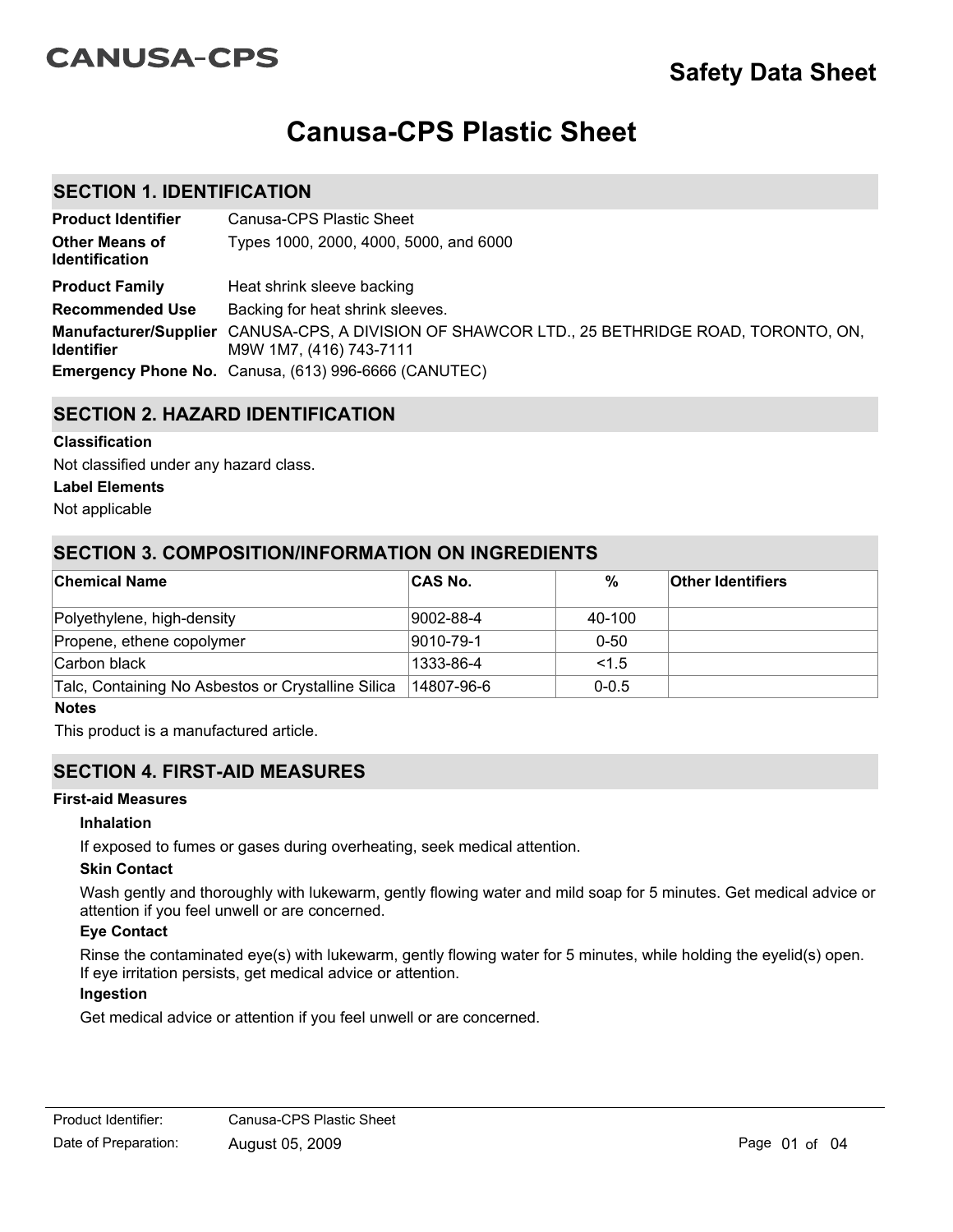**CANUSA-CPS**

**Safety Data Sheet**

# Canusa-CPS Plastic Sheet

## SECTION 1. IDENTIFICATION

| | |
|---|---|
| **Product Identifier** | Canusa-CPS Plastic Sheet |
| **Other Means of Identification** | Types 1000, 2000, 4000, 5000, and 6000 |
| **Product Family** | Heat shrink sleeve backing |
| **Recommended Use** | Backing for heat shrink sleeves. |
| **Manufacturer/Supplier Identifier** | CANUSA-CPS, A DIVISION OF SHAWCOR LTD., 25 BETHRIDGE ROAD, TORONTO, ON, M9W 1M7, (416) 743-7111 |
| **Emergency Phone No.** | Canusa, (613) 996-6666 (CANUTEC) |

## SECTION 2. HAZARD IDENTIFICATION

**Classification**

Not classified under any hazard class.

**Label Elements**

Not applicable

## SECTION 3. COMPOSITION/INFORMATION ON INGREDIENTS

| Chemical Name | CAS No. | % | Other Identifiers |
|---|---|---|---|
| Polyethylene, high-density | 9002-88-4 | 40-100 | |
| Propene, ethene copolymer | 9010-79-1 | 0-50 | |
| Carbon black | 1333-86-4 | <1.5 | |
| Talc, Containing No Asbestos or Crystalline Silica | 14807-96-6 | 0-0.5 | |

**Notes**

This product is a manufactured article.

## SECTION 4. FIRST-AID MEASURES

**First-aid Measures**

**Inhalation**

If exposed to fumes or gases during overheating, seek medical attention.

**Skin Contact**

Wash gently and thoroughly with lukewarm, gently flowing water and mild soap for 5 minutes. Get medical advice or attention if you feel unwell or are concerned.

**Eye Contact**

Rinse the contaminated eye(s) with lukewarm, gently flowing water for 5 minutes, while holding the eyelid(s) open. If eye irritation persists, get medical advice or attention.

**Ingestion**

Get medical advice or attention if you feel unwell or are concerned.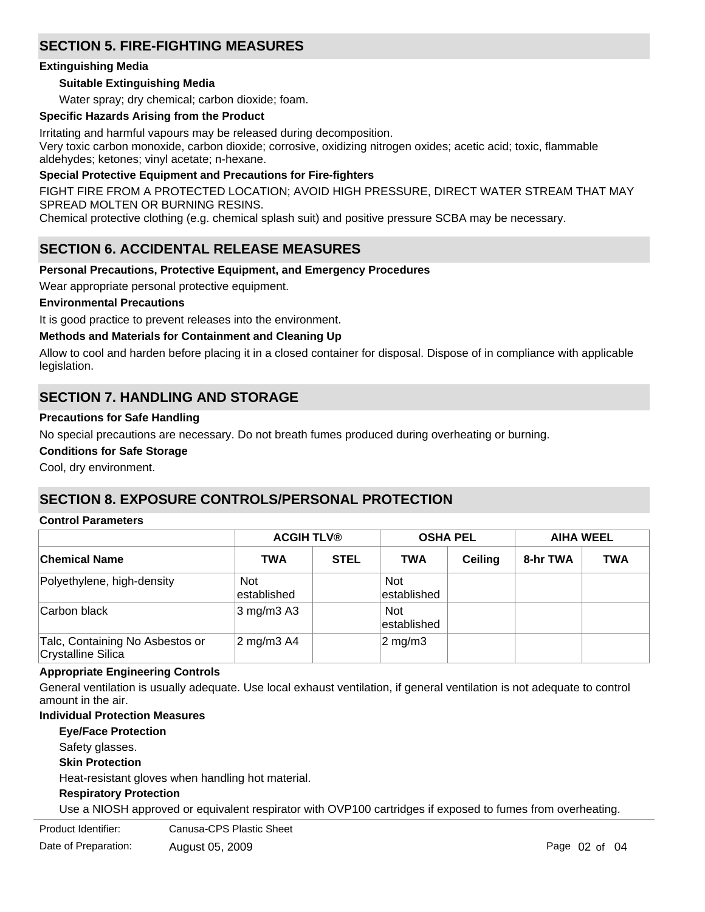## SECTION 5. FIRE-FIGHTING MEASURES

### Extinguishing Media

#### Suitable Extinguishing Media

Water spray; dry chemical; carbon dioxide; foam.

### Specific Hazards Arising from the Product

Irritating and harmful vapours may be released during decomposition.
Very toxic carbon monoxide, carbon dioxide; corrosive, oxidizing nitrogen oxides; acetic acid; toxic, flammable aldehydes; ketones; vinyl acetate; n-hexane.

### Special Protective Equipment and Precautions for Fire-fighters

FIGHT FIRE FROM A PROTECTED LOCATION; AVOID HIGH PRESSURE, DIRECT WATER STREAM THAT MAY SPREAD MOLTEN OR BURNING RESINS.
Chemical protective clothing (e.g. chemical splash suit) and positive pressure SCBA may be necessary.

## SECTION 6. ACCIDENTAL RELEASE MEASURES

### Personal Precautions, Protective Equipment, and Emergency Procedures

Wear appropriate personal protective equipment.

### Environmental Precautions

It is good practice to prevent releases into the environment.

### Methods and Materials for Containment and Cleaning Up

Allow to cool and harden before placing it in a closed container for disposal. Dispose of in compliance with applicable legislation.

## SECTION 7. HANDLING AND STORAGE

### Precautions for Safe Handling

No special precautions are necessary. Do not breath fumes produced during overheating or burning.

### Conditions for Safe Storage

Cool, dry environment.

## SECTION 8. EXPOSURE CONTROLS/PERSONAL PROTECTION

### Control Parameters

| | ACGIH TLV® | | OSHA PEL | | AIHA WEEL | |
|---|---|---|---|---|---|---|
| **Chemical Name** | **TWA** | **STEL** | **TWA** | **Ceiling** | **8-hr TWA** | **TWA** |
| Polyethylene, high-density | Not established | | Not established | | | |
| Carbon black | 3 mg/m3 A3 | | Not established | | | |
| Talc, Containing No Asbestos or Crystalline Silica | 2 mg/m3 A4 | | 2 mg/m3 | | | |

### Appropriate Engineering Controls

General ventilation is usually adequate. Use local exhaust ventilation, if general ventilation is not adequate to control amount in the air.

### Individual Protection Measures

#### Eye/Face Protection

Safety glasses.

#### Skin Protection

Heat-resistant gloves when handling hot material.

#### Respiratory Protection

Use a NIOSH approved or equivalent respirator with OVP100 cartridges if exposed to fumes from overheating.

Product Identifier: Canusa-CPS Plastic Sheet
Date of Preparation: August 05, 2009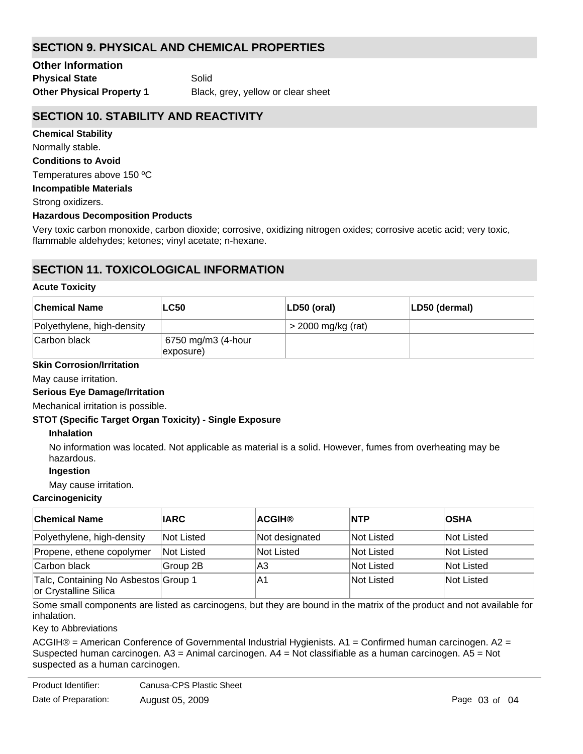## SECTION 9. PHYSICAL AND CHEMICAL PROPERTIES

### Other Information

**Physical State** Solid

**Other Physical Property 1** Black, grey, yellow or clear sheet

## SECTION 10. STABILITY AND REACTIVITY

**Chemical Stability**

Normally stable.

**Conditions to Avoid**

Temperatures above 150 ºC

**Incompatible Materials**

Strong oxidizers.

**Hazardous Decomposition Products**

Very toxic carbon monoxide, carbon dioxide; corrosive, oxidizing nitrogen oxides; corrosive acetic acid; very toxic, flammable aldehydes; ketones; vinyl acetate; n-hexane.

## SECTION 11. TOXICOLOGICAL INFORMATION

**Acute Toxicity**

| Chemical Name | LC50 | LD50 (oral) | LD50 (dermal) |
|---|---|---|---|
| Polyethylene, high-density | | > 2000 mg/kg (rat) | |
| Carbon black | 6750 mg/m3 (4-hour exposure) | | |

**Skin Corrosion/Irritation**

May cause irritation.

**Serious Eye Damage/Irritation**

Mechanical irritation is possible.

**STOT (Specific Target Organ Toxicity) - Single Exposure**

**Inhalation**

No information was located. Not applicable as material is a solid. However, fumes from overheating may be hazardous.

**Ingestion**

May cause irritation.

**Carcinogenicity**

| Chemical Name | IARC | ACGIH® | NTP | OSHA |
|---|---|---|---|---|
| Polyethylene, high-density | Not Listed | Not designated | Not Listed | Not Listed |
| Propene, ethene copolymer | Not Listed | Not Listed | Not Listed | Not Listed |
| Carbon black | Group 2B | A3 | Not Listed | Not Listed |
| Talc, Containing No Asbestos or Crystalline Silica | Group 1 | A1 | Not Listed | Not Listed |

Some small components are listed as carcinogens, but they are bound in the matrix of the product and not available for inhalation.

Key to Abbreviations

ACGIH® = American Conference of Governmental Industrial Hygienists. A1 = Confirmed human carcinogen. A2 = Suspected human carcinogen. A3 = Animal carcinogen. A4 = Not classifiable as a human carcinogen. A5 = Not suspected as a human carcinogen.

Product Identifier: Canusa-CPS Plastic Sheet

Date of Preparation: August 05, 2009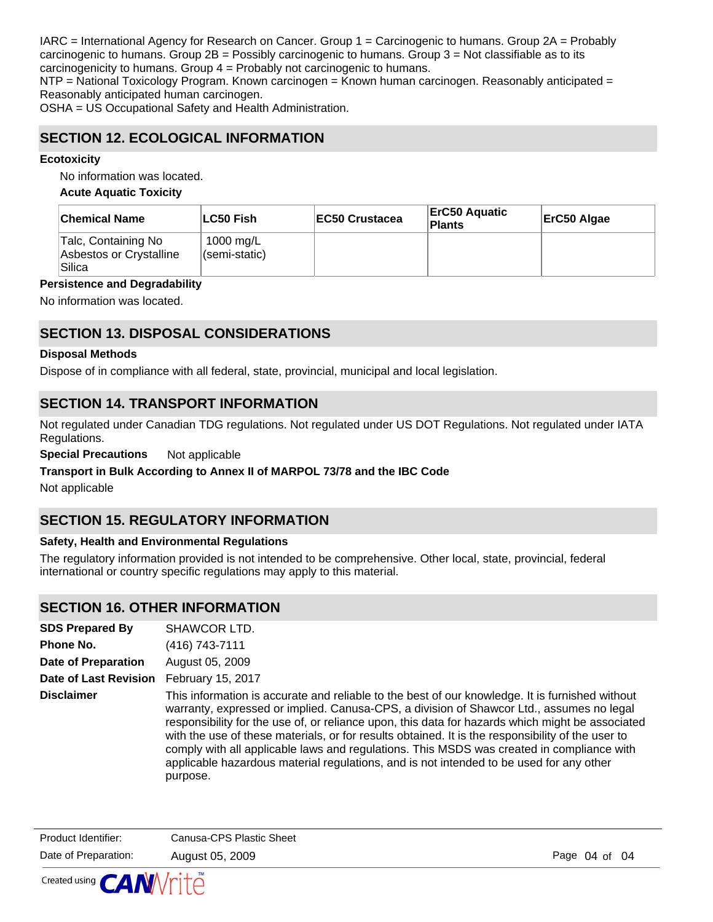IARC = International Agency for Research on Cancer. Group 1 = Carcinogenic to humans. Group 2A = Probably carcinogenic to humans. Group 2B = Possibly carcinogenic to humans. Group 3 = Not classifiable as to its carcinogenicity to humans. Group 4 = Probably not carcinogenic to humans.
NTP = National Toxicology Program. Known carcinogen = Known human carcinogen. Reasonably anticipated = Reasonably anticipated human carcinogen.
OSHA = US Occupational Safety and Health Administration.

## SECTION 12. ECOLOGICAL INFORMATION

**Ecotoxicity**

No information was located.

**Acute Aquatic Toxicity**

| Chemical Name | LC50 Fish | EC50 Crustacea | ErC50 Aquatic Plants | ErC50 Algae |
|---|---|---|---|---|
| Talc, Containing No Asbestos or Crystalline Silica | 1000 mg/L (semi-static) | | | |

**Persistence and Degradability**

No information was located.

## SECTION 13. DISPOSAL CONSIDERATIONS

**Disposal Methods**

Dispose of in compliance with all federal, state, provincial, municipal and local legislation.

## SECTION 14. TRANSPORT INFORMATION

Not regulated under Canadian TDG regulations. Not regulated under US DOT Regulations. Not regulated under IATA Regulations.

**Special Precautions** Not applicable

**Transport in Bulk According to Annex II of MARPOL 73/78 and the IBC Code**

Not applicable

## SECTION 15. REGULATORY INFORMATION

**Safety, Health and Environmental Regulations**

The regulatory information provided is not intended to be comprehensive. Other local, state, provincial, federal international or country specific regulations may apply to this material.

## SECTION 16. OTHER INFORMATION

**SDS Prepared By** SHAWCOR LTD.

**Phone No.** (416) 743-7111

**Date of Preparation** August 05, 2009

**Date of Last Revision** February 15, 2017

**Disclaimer** This information is accurate and reliable to the best of our knowledge. It is furnished without warranty, expressed or implied. Canusa-CPS, a division of Shawcor Ltd., assumes no legal responsibility for the use of, or reliance upon, this data for hazards which might be associated with the use of these materials, or for results obtained. It is the responsibility of the user to comply with all applicable laws and regulations. This MSDS was created in compliance with applicable hazardous material regulations, and is not intended to be used for any other purpose.